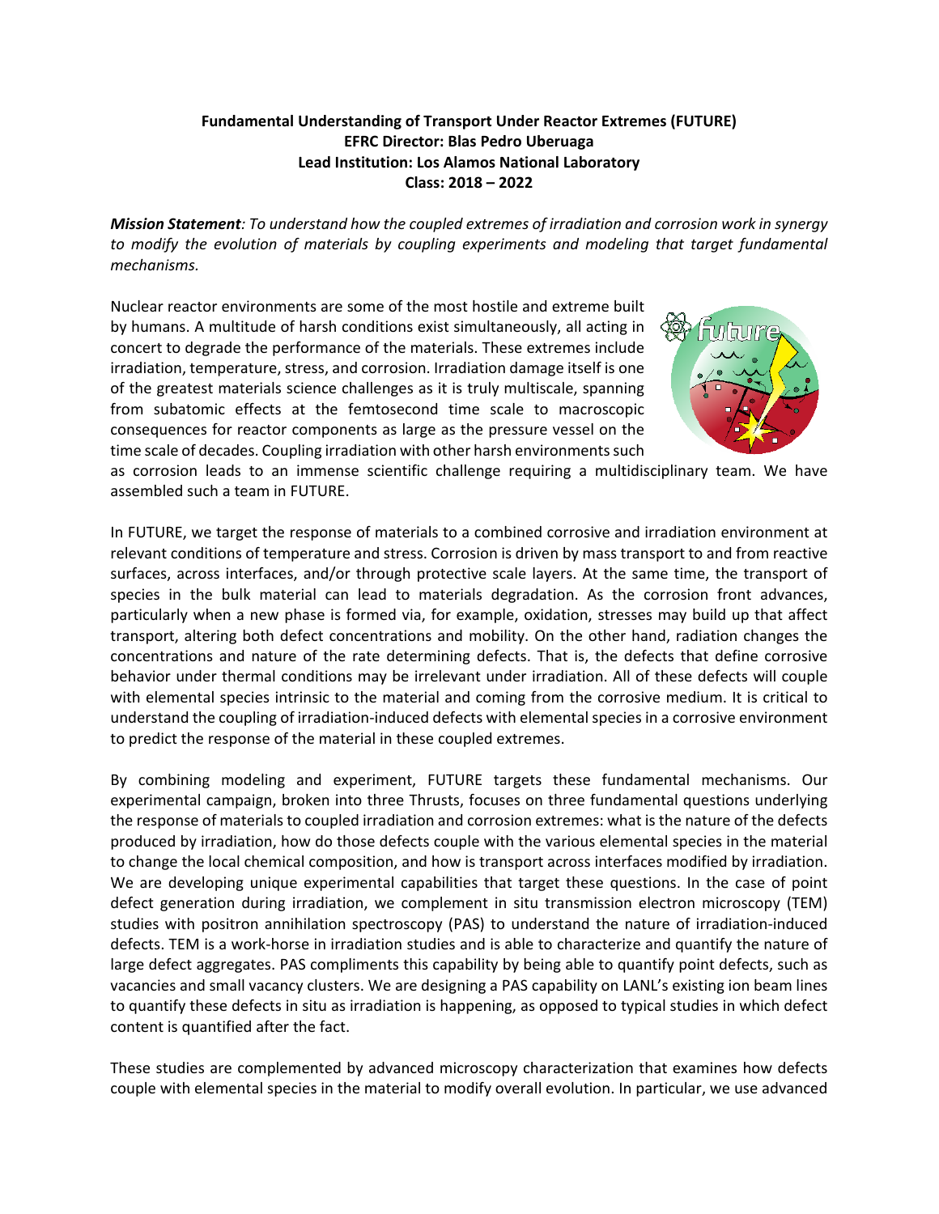**Fundamental Understanding of Transport Under Reactor Extremes (FUTURE)**
**EFRC Director: Blas Pedro Uberuaga**
**Lead Institution: Los Alamos National Laboratory**
**Class: 2018 – 2022**

***Mission Statement**: To understand how the coupled extremes of irradiation and corrosion work in synergy to modify the evolution of materials by coupling experiments and modeling that target fundamental mechanisms.*

Nuclear reactor environments are some of the most hostile and extreme built by humans. A multitude of harsh conditions exist simultaneously, all acting in concert to degrade the performance of the materials. These extremes include irradiation, temperature, stress, and corrosion. Irradiation damage itself is one of the greatest materials science challenges as it is truly multiscale, spanning from subatomic effects at the femtosecond time scale to macroscopic consequences for reactor components as large as the pressure vessel on the time scale of decades. Coupling irradiation with other harsh environments such as corrosion leads to an immense scientific challenge requiring a multidisciplinary team. We have assembled such a team in FUTURE.

In FUTURE, we target the response of materials to a combined corrosive and irradiation environment at relevant conditions of temperature and stress. Corrosion is driven by mass transport to and from reactive surfaces, across interfaces, and/or through protective scale layers. At the same time, the transport of species in the bulk material can lead to materials degradation. As the corrosion front advances, particularly when a new phase is formed via, for example, oxidation, stresses may build up that affect transport, altering both defect concentrations and mobility. On the other hand, radiation changes the concentrations and nature of the rate determining defects. That is, the defects that define corrosive behavior under thermal conditions may be irrelevant under irradiation. All of these defects will couple with elemental species intrinsic to the material and coming from the corrosive medium. It is critical to understand the coupling of irradiation-induced defects with elemental species in a corrosive environment to predict the response of the material in these coupled extremes.

By combining modeling and experiment, FUTURE targets these fundamental mechanisms. Our experimental campaign, broken into three Thrusts, focuses on three fundamental questions underlying the response of materials to coupled irradiation and corrosion extremes: what is the nature of the defects produced by irradiation, how do those defects couple with the various elemental species in the material to change the local chemical composition, and how is transport across interfaces modified by irradiation. We are developing unique experimental capabilities that target these questions. In the case of point defect generation during irradiation, we complement in situ transmission electron microscopy (TEM) studies with positron annihilation spectroscopy (PAS) to understand the nature of irradiation-induced defects. TEM is a work-horse in irradiation studies and is able to characterize and quantify the nature of large defect aggregates. PAS compliments this capability by being able to quantify point defects, such as vacancies and small vacancy clusters. We are designing a PAS capability on LANL's existing ion beam lines to quantify these defects in situ as irradiation is happening, as opposed to typical studies in which defect content is quantified after the fact.

These studies are complemented by advanced microscopy characterization that examines how defects couple with elemental species in the material to modify overall evolution. In particular, we use advanced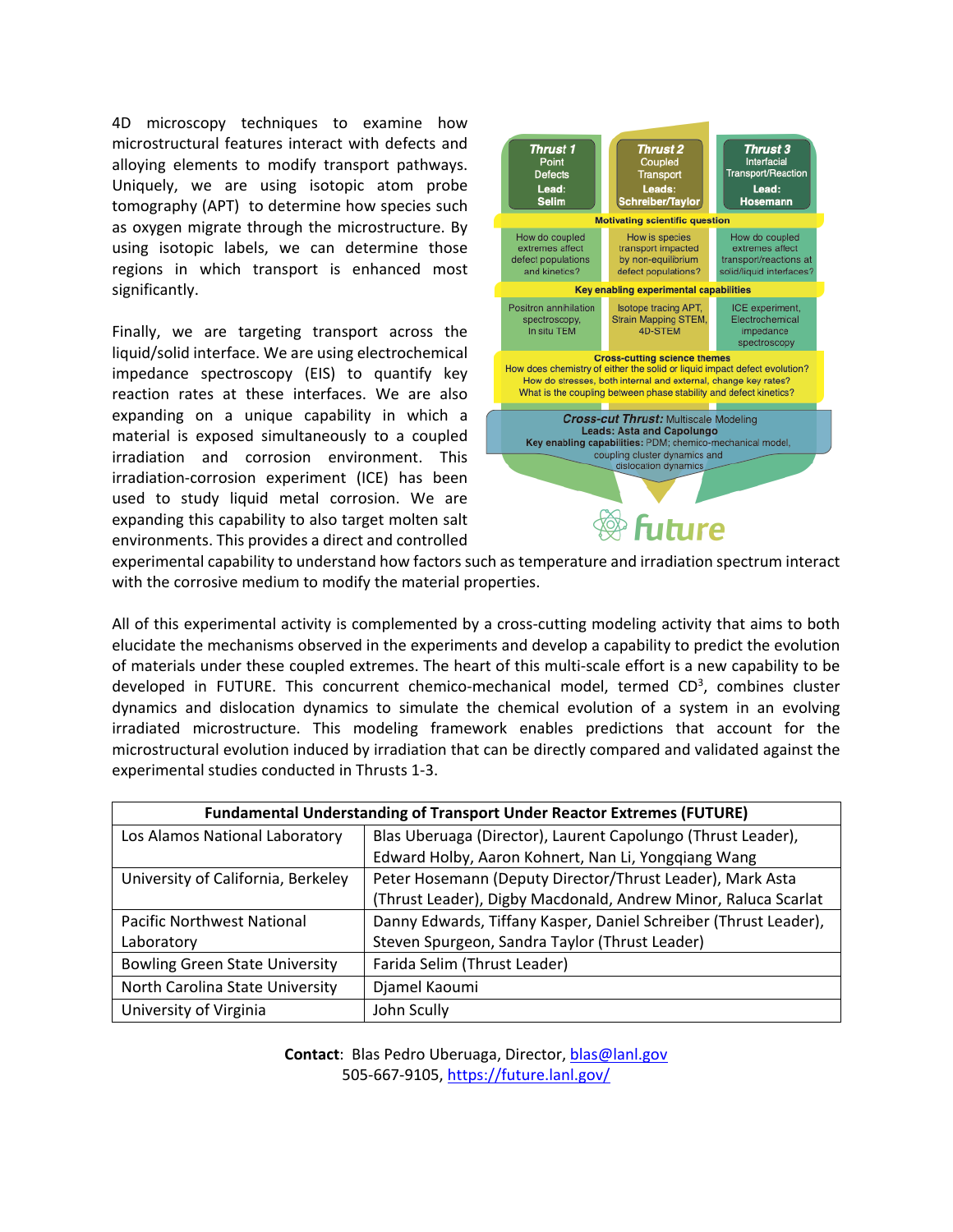4D microscopy techniques to examine how microstructural features interact with defects and alloying elements to modify transport pathways. Uniquely, we are using isotopic atom probe tomography (APT) to determine how species such as oxygen migrate through the microstructure. By using isotopic labels, we can determine those regions in which transport is enhanced most significantly.

Finally, we are targeting transport across the liquid/solid interface. We are using electrochemical impedance spectroscopy (EIS) to quantify key reaction rates at these interfaces. We are also expanding on a unique capability in which a material is exposed simultaneously to a coupled irradiation and corrosion environment. This irradiation-corrosion experiment (ICE) has been used to study liquid metal corrosion. We are expanding this capability to also target molten salt environments. This provides a direct and controlled experimental capability to understand how factors such as temperature and irradiation spectrum interact with the corrosive medium to modify the material properties.

*Thrust 1* Point Defects **Lead: Selim**

*Thrust 2* Coupled Transport **Leads: Schreiber/Taylor**

*Thrust 3* Interfacial Transport/Reaction **Lead: Hosemann**

**Motivating scientific question**

How do coupled extremes affect defect populations and kinetics?

How is species transport impacted by non-equilibrium defect populations?

How do coupled extremes affect transport/reactions at solid/liquid interfaces?

**Key enabling experimental capabilities**

Positron annihilation spectroscopy, In situ TEM

Isotope tracing APT, Strain Mapping STEM, 4D-STEM

ICE experiment, Electrochemical impedance spectroscopy

**Cross-cutting science themes**

How does chemistry of either the solid or liquid impact defect evolution?

How do stresses, both internal and external, change key rates?

What is the coupling between phase stability and defect kinetics?

***Cross-cut Thrust:*** Multiscale Modeling

**Leads: Asta and Capolungo**

**Key enabling capabilities:** PDM; chemico-mechanical model, coupling cluster dynamics and dislocation dynamics

future

All of this experimental activity is complemented by a cross-cutting modeling activity that aims to both elucidate the mechanisms observed in the experiments and develop a capability to predict the evolution of materials under these coupled extremes. The heart of this multi-scale effort is a new capability to be developed in FUTURE. This concurrent chemico-mechanical model, termed $CD^3$, combines cluster dynamics and dislocation dynamics to simulate the chemical evolution of a system in an evolving irradiated microstructure. This modeling framework enables predictions that account for the microstructural evolution induced by irradiation that can be directly compared and validated against the experimental studies conducted in Thrusts 1-3.

| **Fundamental Understanding of Transport Under Reactor Extremes (FUTURE)** | |
|---|---|
| Los Alamos National Laboratory | Blas Uberuaga (Director), Laurent Capolungo (Thrust Leader), Edward Holby, Aaron Kohnert, Nan Li, Yongqiang Wang |
| University of California, Berkeley | Peter Hosemann (Deputy Director/Thrust Leader), Mark Asta (Thrust Leader), Digby Macdonald, Andrew Minor, Raluca Scarlat |
| Pacific Northwest National Laboratory | Danny Edwards, Tiffany Kasper, Daniel Schreiber (Thrust Leader), Steven Spurgeon, Sandra Taylor (Thrust Leader) |
| Bowling Green State University | Farida Selim (Thrust Leader) |
| North Carolina State University | Djamel Kaoumi |
| University of Virginia | John Scully |

**Contact**: Blas Pedro Uberuaga, Director, blas@lanl.gov
505-667-9105, https://future.lanl.gov/